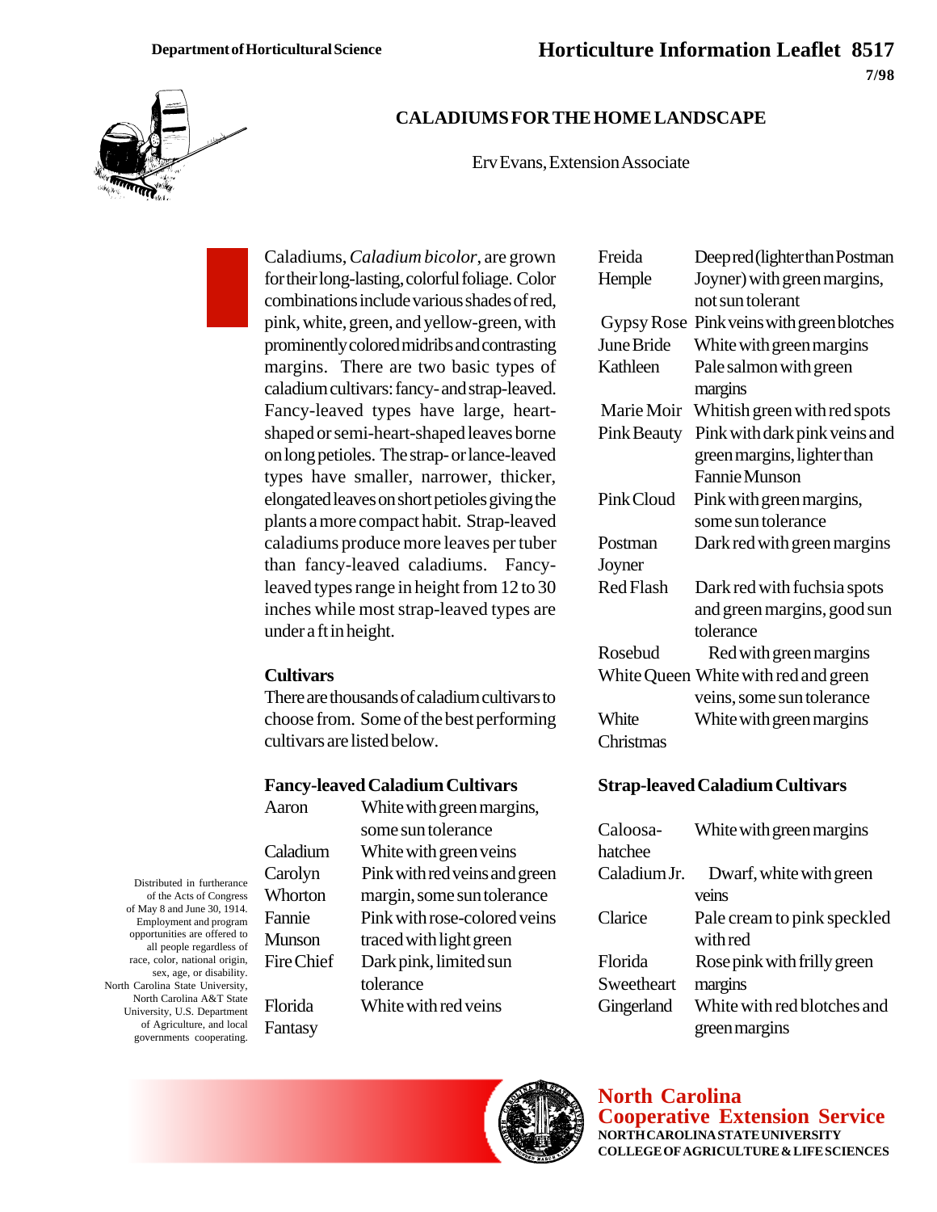**Department of Horticultural Science**

**Horticulture Information Leaflet 8517**

**7/98**

# CALADIUMS FOR THE HOME LANDSCAPE

Erv Evans, Extension Associate

Caladiums, *Caladium bicolor*, are grown for their long-lasting, colorful foliage. Color combinations include various shades of red, pink, white, green, and yellow-green, with prominently colored midribs and contrasting margins. There are two basic types of caladium cultivars: fancy- and strap-leaved. Fancy-leaved types have large, heart-shaped or semi-heart-shaped leaves borne on long petioles. The strap- or lance-leaved types have smaller, narrower, thicker, elongated leaves on short petioles giving the plants a more compact habit. Strap-leaved caladiums produce more leaves per tuber than fancy-leaved caladiums. Fancy-leaved types range in height from 12 to 30 inches while most strap-leaved types are under a ft in height.

## Cultivars

There are thousands of caladium cultivars to choose from. Some of the best performing cultivars are listed below.

### Fancy-leaved Caladium Cultivars

| Cultivar | Description |
|---|---|
| Aaron | White with green margins, some sun tolerance |
| Caladium | White with green veins |
| Carolyn Whorton | Pink with red veins and green margin, some sun tolerance |
| Fannie Munson | Pink with rose-colored veins traced with light green |
| Fire Chief | Dark pink, limited sun tolerance |
| Florida Fantasy | White with red veins |
| Freida Hemple | Deep red (lighter than Postman Joyner) with green margins, not sun tolerant |
| Gypsy Rose | Pink veins with green blotches |
| June Bride | White with green margins |
| Kathleen | Pale salmon with green margins |
| Marie Moir | Whitish green with red spots |
| Pink Beauty | Pink with dark pink veins and green margins, lighter than Fannie Munson |
| Pink Cloud | Pink with green margins, some sun tolerance |
| Postman Joyner | Dark red with green margins |
| Red Flash | Dark red with fuchsia spots and green margins, good sun tolerance |
| Rosebud | Red with green margins |
| White Queen | White with red and green veins, some sun tolerance |
| White Christmas | White with green margins |

### Strap-leaved Caladium Cultivars

| Cultivar | Description |
|---|---|
| Caloosa-hatchee | White with green margins |
| Caladium Jr. | Dwarf, white with green veins |
| Clarice | Pale cream to pink speckled with red |
| Florida Sweetheart | Rose pink with frilly green margins |
| Gingerland | White with red blotches and green margins |

Distributed in furtherance of the Acts of Congress of May 8 and June 30, 1914. Employment and program opportunities are offered to all people regardless of race, color, national origin, sex, age, or disability. North Carolina State University, North Carolina A&T State University, U.S. Department of Agriculture, and local governments cooperating.

**North Carolina Cooperative Extension Service**
**NORTH CAROLINA STATE UNIVERSITY**
**COLLEGE OF AGRICULTURE & LIFE SCIENCES**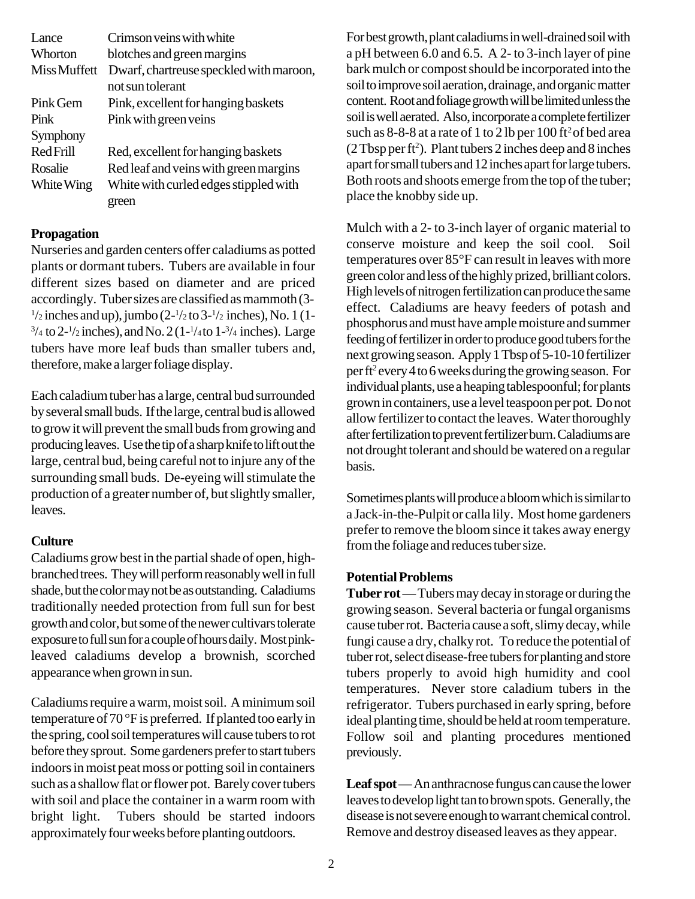| | |
|---|---|
| Lance Whorton | Crimson veins with white blotches and green margins |
| Miss Muffett | Dwarf, chartreuse speckled with maroon, not sun tolerant |
| Pink Gem | Pink, excellent for hanging baskets |
| Pink Symphony | Pink with green veins |
| Red Frill | Red, excellent for hanging baskets |
| Rosalie | Red leaf and veins with green margins |
| White Wing | White with curled edges stippled with green |

**Propagation**

Nurseries and garden centers offer caladiums as potted plants or dormant tubers. Tubers are available in four different sizes based on diameter and are priced accordingly. Tuber sizes are classified as mammoth (3-1/2 inches and up), jumbo (2-1/2 to 3-1/2 inches), No. 1 (1-3/4 to 2-1/2 inches), and No. 2 (1-1/4 to 1-3/4 inches). Large tubers have more leaf buds than smaller tubers and, therefore, make a larger foliage display.

Each caladium tuber has a large, central bud surrounded by several small buds. If the large, central bud is allowed to grow it will prevent the small buds from growing and producing leaves. Use the tip of a sharp knife to lift out the large, central bud, being careful not to injure any of the surrounding small buds. De-eyeing will stimulate the production of a greater number of, but slightly smaller, leaves.

**Culture**

Caladiums grow best in the partial shade of open, high-branched trees. They will perform reasonably well in full shade, but the color may not be as outstanding. Caladiums traditionally needed protection from full sun for best growth and color, but some of the newer cultivars tolerate exposure to full sun for a couple of hours daily. Most pink-leaved caladiums develop a brownish, scorched appearance when grown in sun.

Caladiums require a warm, moist soil. A minimum soil temperature of 70 °F is preferred. If planted too early in the spring, cool soil temperatures will cause tubers to rot before they sprout. Some gardeners prefer to start tubers indoors in moist peat moss or potting soil in containers such as a shallow flat or flower pot. Barely cover tubers with soil and place the container in a warm room with bright light. Tubers should be started indoors approximately four weeks before planting outdoors.

For best growth, plant caladiums in well-drained soil with a pH between 6.0 and 6.5. A 2- to 3-inch layer of pine bark mulch or compost should be incorporated into the soil to improve soil aeration, drainage, and organic matter content. Root and foliage growth will be limited unless the soil is well aerated. Also, incorporate a complete fertilizer such as 8-8-8 at a rate of 1 to 2 lb per 100 $ft^2$ of bed area (2 Tbsp per $ft^2$). Plant tubers 2 inches deep and 8 inches apart for small tubers and 12 inches apart for large tubers. Both roots and shoots emerge from the top of the tuber; place the knobby side up.

Mulch with a 2- to 3-inch layer of organic material to conserve moisture and keep the soil cool. Soil temperatures over 85°F can result in leaves with more green color and less of the highly prized, brilliant colors. High levels of nitrogen fertilization can produce the same effect. Caladiums are heavy feeders of potash and phosphorus and must have ample moisture and summer feeding of fertilizer in order to produce good tubers for the next growing season. Apply 1 Tbsp of 5-10-10 fertilizer per $ft^2$ every 4 to 6 weeks during the growing season. For individual plants, use a heaping tablespoonful; for plants grown in containers, use a level teaspoon per pot. Do not allow fertilizer to contact the leaves. Water thoroughly after fertilization to prevent fertilizer burn. Caladiums are not drought tolerant and should be watered on a regular basis.

Sometimes plants will produce a bloom which is similar to a Jack-in-the-Pulpit or calla lily. Most home gardeners prefer to remove the bloom since it takes away energy from the foliage and reduces tuber size.

**Potential Problems**

**Tuber rot** — Tubers may decay in storage or during the growing season. Several bacteria or fungal organisms cause tuber rot. Bacteria cause a soft, slimy decay, while fungi cause a dry, chalky rot. To reduce the potential of tuber rot, select disease-free tubers for planting and store tubers properly to avoid high humidity and cool temperatures. Never store caladium tubers in the refrigerator. Tubers purchased in early spring, before ideal planting time, should be held at room temperature. Follow soil and planting procedures mentioned previously.

**Leaf spot** — An anthracnose fungus can cause the lower leaves to develop light tan to brown spots. Generally, the disease is not severe enough to warrant chemical control. Remove and destroy diseased leaves as they appear.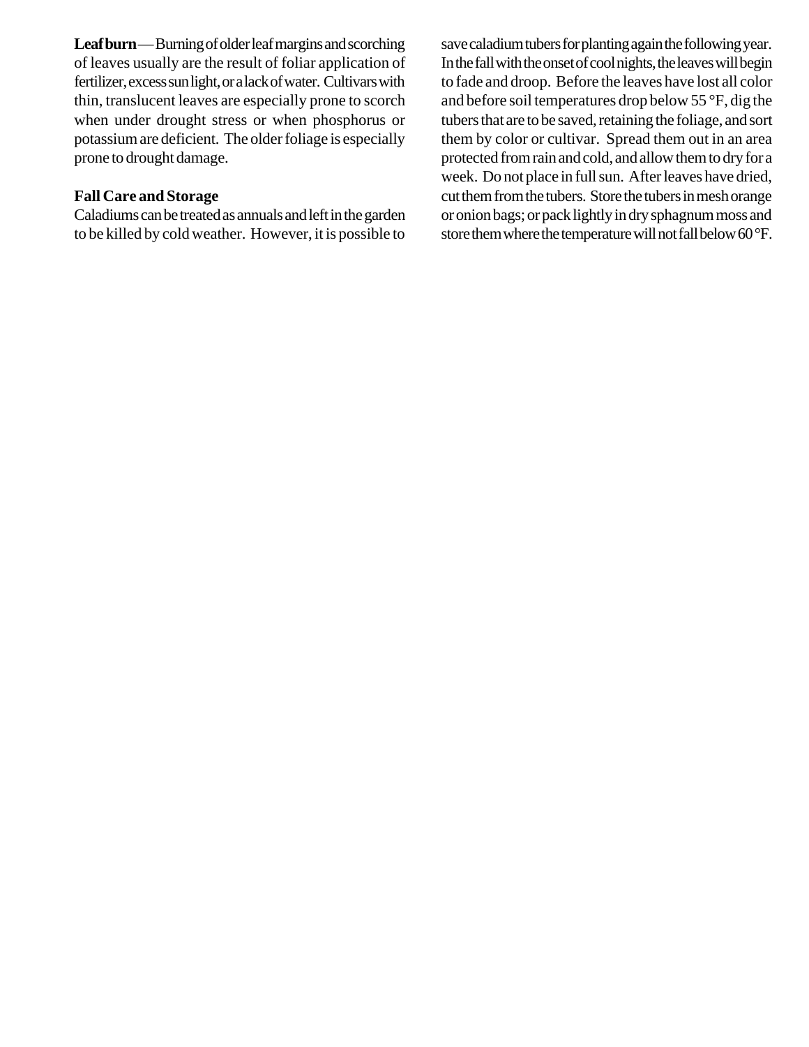**Leaf burn** — Burning of older leaf margins and scorching of leaves usually are the result of foliar application of fertilizer, excess sun light, or a lack of water. Cultivars with thin, translucent leaves are especially prone to scorch when under drought stress or when phosphorus or potassium are deficient. The older foliage is especially prone to drought damage.

**Fall Care and Storage**

Caladiums can be treated as annuals and left in the garden to be killed by cold weather. However, it is possible to save caladium tubers for planting again the following year. In the fall with the onset of cool nights, the leaves will begin to fade and droop. Before the leaves have lost all color and before soil temperatures drop below 55 °F, dig the tubers that are to be saved, retaining the foliage, and sort them by color or cultivar. Spread them out in an area protected from rain and cold, and allow them to dry for a week. Do not place in full sun. After leaves have dried, cut them from the tubers. Store the tubers in mesh orange or onion bags; or pack lightly in dry sphagnum moss and store them where the temperature will not fall below 60 °F.